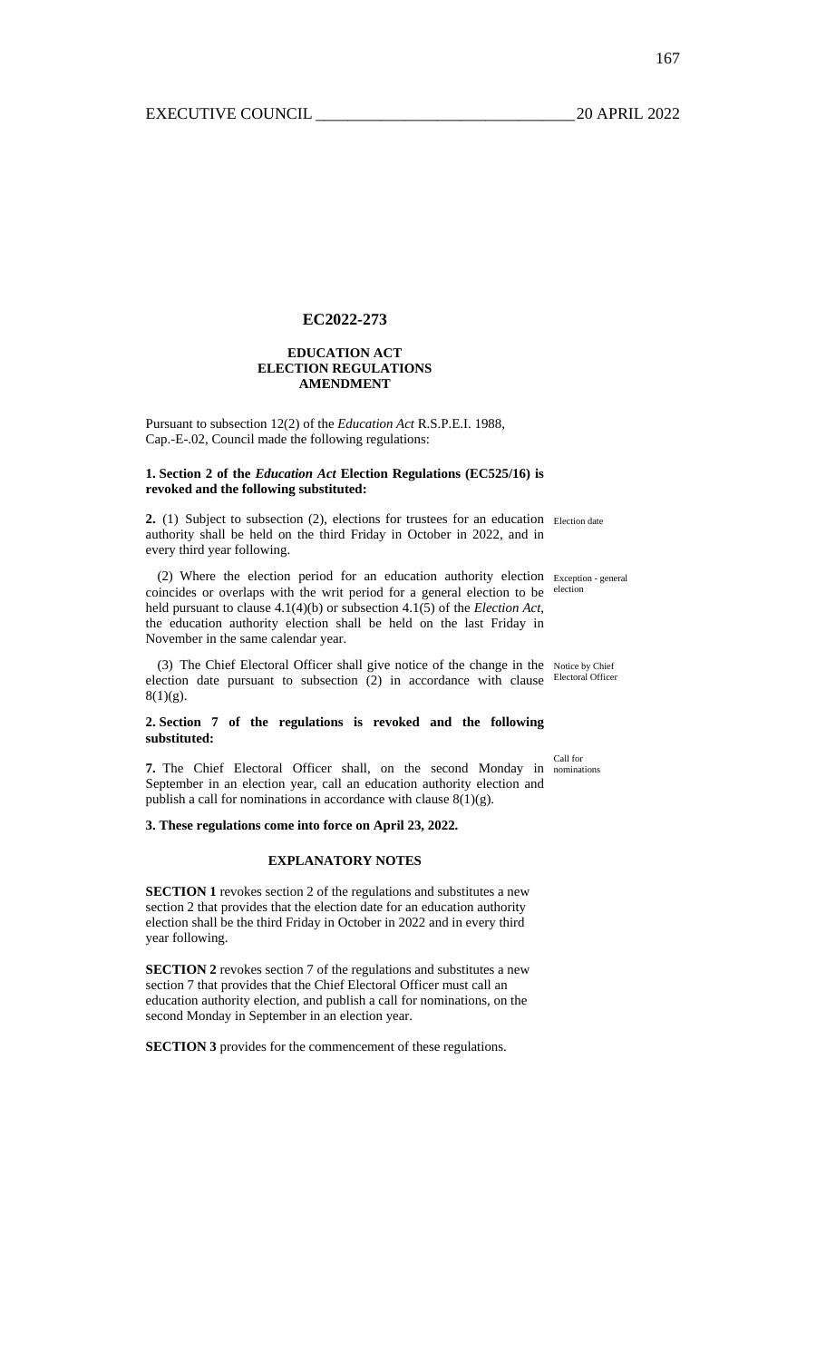## EC2022-273

### EDUCATION ACT
### ELECTION REGULATIONS
### AMENDMENT

Pursuant to subsection 12(2) of the *Education Act* R.S.P.E.I. 1988, Cap.-E-.02, Council made the following regulations:

**1. Section 2 of the *Education Act* Election Regulations (EC525/16) is revoked and the following substituted:**

Election date

**2.** (1) Subject to subsection (2), elections for trustees for an education authority shall be held on the third Friday in October in 2022, and in every third year following.

Exception - general election

(2) Where the election period for an education authority election coincides or overlaps with the writ period for a general election to be held pursuant to clause 4.1(4)(b) or subsection 4.1(5) of the *Election Act*, the education authority election shall be held on the last Friday in November in the same calendar year.

Notice by Chief Electoral Officer

(3) The Chief Electoral Officer shall give notice of the change in the election date pursuant to subsection (2) in accordance with clause 8(1)(g).

**2. Section 7 of the regulations is revoked and the following substituted:**

Call for nominations

**7.** The Chief Electoral Officer shall, on the second Monday in September in an election year, call an education authority election and publish a call for nominations in accordance with clause 8(1)(g).

**3. These regulations come into force on April 23, 2022.**

### EXPLANATORY NOTES

**SECTION 1** revokes section 2 of the regulations and substitutes a new section 2 that provides that the election date for an education authority election shall be the third Friday in October in 2022 and in every third year following.

**SECTION 2** revokes section 7 of the regulations and substitutes a new section 7 that provides that the Chief Electoral Officer must call an education authority election, and publish a call for nominations, on the second Monday in September in an election year.

**SECTION 3** provides for the commencement of these regulations.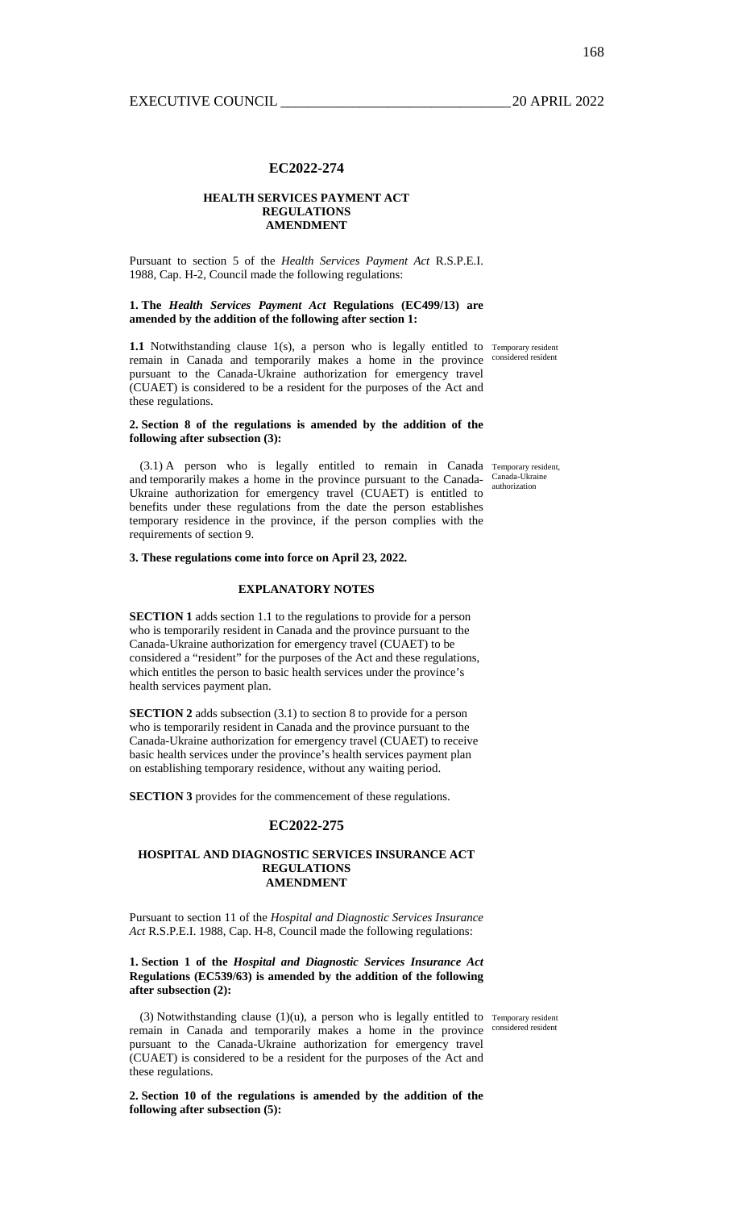## EC2022-274

### HEALTH SERVICES PAYMENT ACT REGULATIONS AMENDMENT

Pursuant to section 5 of the *Health Services Payment Act* R.S.P.E.I. 1988, Cap. H-2, Council made the following regulations:

**1. The *Health Services Payment Act* Regulations (EC499/13) are amended by the addition of the following after section 1:**

*Temporary resident considered resident*

**1.1** Notwithstanding clause 1(s), a person who is legally entitled to remain in Canada and temporarily makes a home in the province pursuant to the Canada-Ukraine authorization for emergency travel (CUAET) is considered to be a resident for the purposes of the Act and these regulations.

**2. Section 8 of the regulations is amended by the addition of the following after subsection (3):**

*Temporary resident, Canada-Ukraine authorization*

(3.1) A person who is legally entitled to remain in Canada and temporarily makes a home in the province pursuant to the Canada-Ukraine authorization for emergency travel (CUAET) is entitled to benefits under these regulations from the date the person establishes temporary residence in the province, if the person complies with the requirements of section 9.

**3. These regulations come into force on April 23, 2022.**

#### EXPLANATORY NOTES

**SECTION 1** adds section 1.1 to the regulations to provide for a person who is temporarily resident in Canada and the province pursuant to the Canada-Ukraine authorization for emergency travel (CUAET) to be considered a "resident" for the purposes of the Act and these regulations, which entitles the person to basic health services under the province's health services payment plan.

**SECTION 2** adds subsection (3.1) to section 8 to provide for a person who is temporarily resident in Canada and the province pursuant to the Canada-Ukraine authorization for emergency travel (CUAET) to receive basic health services under the province's health services payment plan on establishing temporary residence, without any waiting period.

**SECTION 3** provides for the commencement of these regulations.

## EC2022-275

### HOSPITAL AND DIAGNOSTIC SERVICES INSURANCE ACT REGULATIONS AMENDMENT

Pursuant to section 11 of the *Hospital and Diagnostic Services Insurance Act* R.S.P.E.I. 1988, Cap. H-8, Council made the following regulations:

**1. Section 1 of the *Hospital and Diagnostic Services Insurance Act* Regulations (EC539/63) is amended by the addition of the following after subsection (2):**

*Temporary resident considered resident*

(3) Notwithstanding clause (1)(u), a person who is legally entitled to remain in Canada and temporarily makes a home in the province pursuant to the Canada-Ukraine authorization for emergency travel (CUAET) is considered to be a resident for the purposes of the Act and these regulations.

**2. Section 10 of the regulations is amended by the addition of the following after subsection (5):**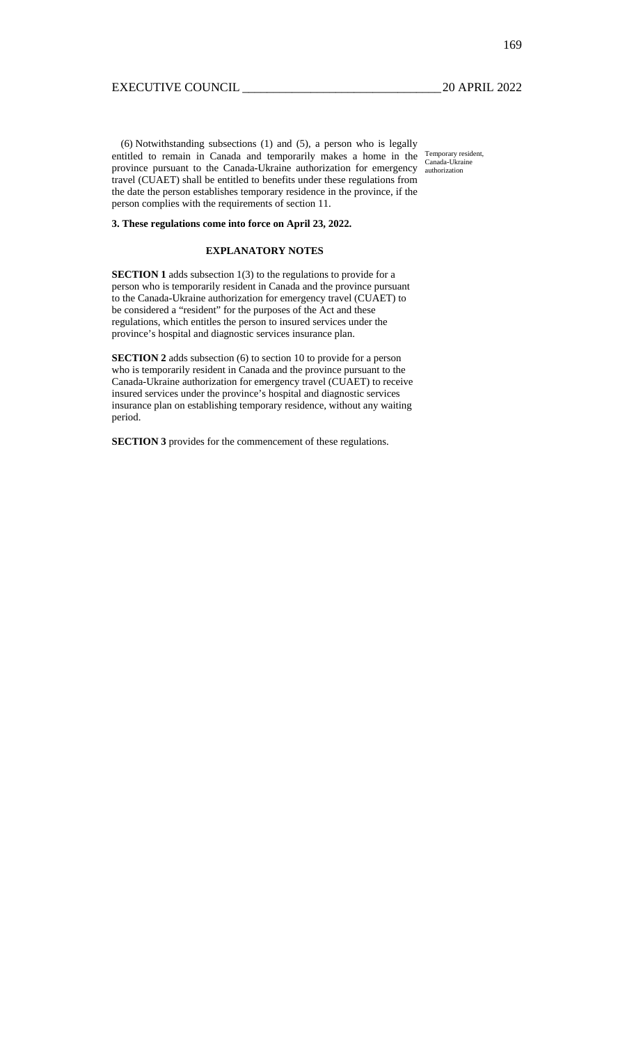(6) Notwithstanding subsections (1) and (5), a person who is legally entitled to remain in Canada and temporarily makes a home in the province pursuant to the Canada-Ukraine authorization for emergency travel (CUAET) shall be entitled to benefits under these regulations from the date the person establishes temporary residence in the province, if the person complies with the requirements of section 11.

Temporary resident, Canada-Ukraine authorization

**3. These regulations come into force on April 23, 2022.**

## EXPLANATORY NOTES

**SECTION 1** adds subsection 1(3) to the regulations to provide for a person who is temporarily resident in Canada and the province pursuant to the Canada-Ukraine authorization for emergency travel (CUAET) to be considered a "resident" for the purposes of the Act and these regulations, which entitles the person to insured services under the province's hospital and diagnostic services insurance plan.

**SECTION 2** adds subsection (6) to section 10 to provide for a person who is temporarily resident in Canada and the province pursuant to the Canada-Ukraine authorization for emergency travel (CUAET) to receive insured services under the province's hospital and diagnostic services insurance plan on establishing temporary residence, without any waiting period.

**SECTION 3** provides for the commencement of these regulations.